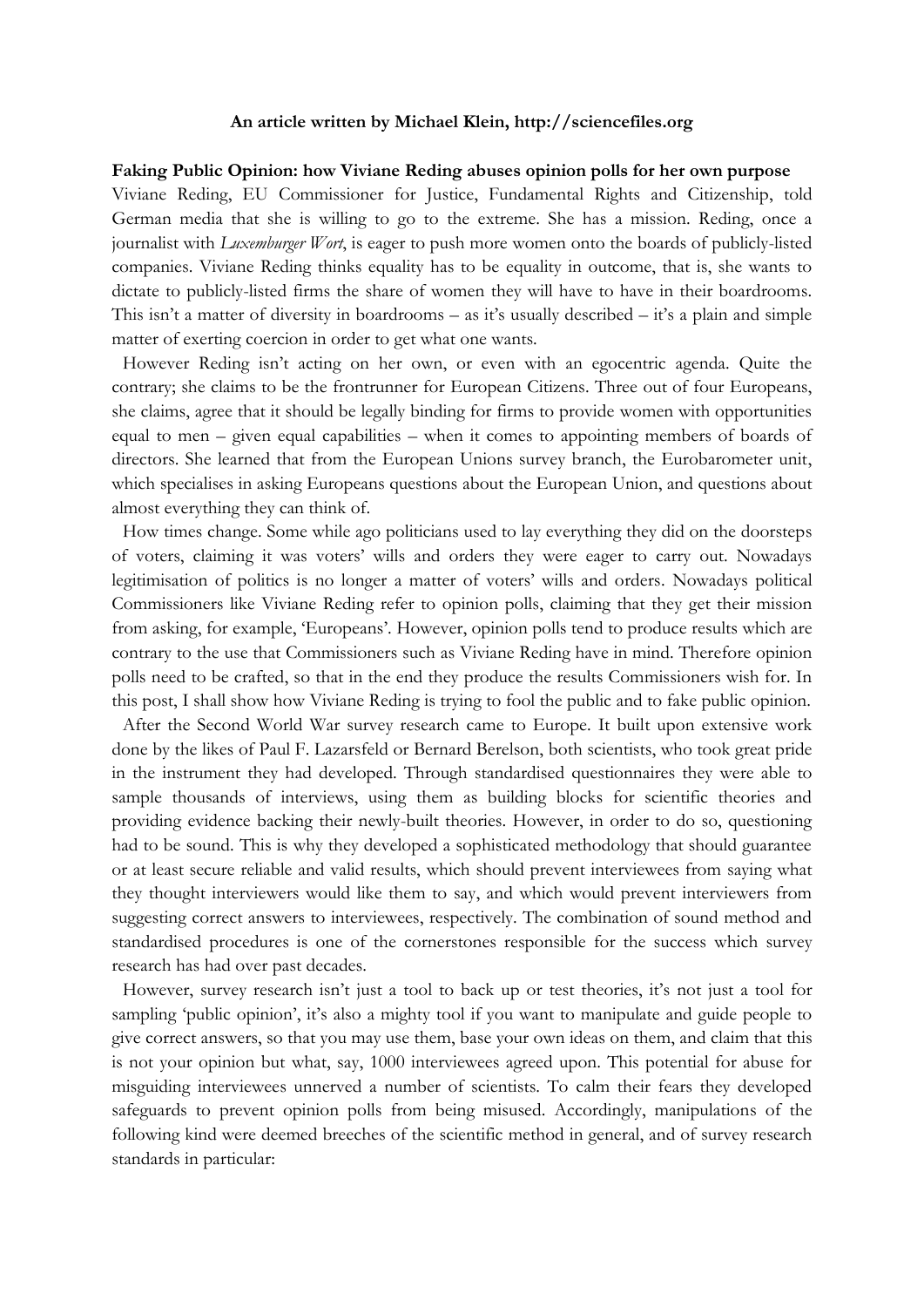**An article written by Michael Klein, http://sciencefiles.org**

**Faking Public Opinion: how Viviane Reding abuses opinion polls for her own purpose**

Viviane Reding, EU Commissioner for Justice, Fundamental Rights and Citizenship, told German media that she is willing to go to the extreme. She has a mission. Reding, once a journalist with *Luxemburger Wort*, is eager to push more women onto the boards of publicly-listed companies. Viviane Reding thinks equality has to be equality in outcome, that is, she wants to dictate to publicly-listed firms the share of women they will have to have in their boardrooms. This isn't a matter of diversity in boardrooms – as it's usually described – it's a plain and simple matter of exerting coercion in order to get what one wants.

However Reding isn't acting on her own, or even with an egocentric agenda. Quite the contrary; she claims to be the frontrunner for European Citizens. Three out of four Europeans, she claims, agree that it should be legally binding for firms to provide women with opportunities equal to men – given equal capabilities – when it comes to appointing members of boards of directors. She learned that from the European Unions survey branch, the Eurobarometer unit, which specialises in asking Europeans questions about the European Union, and questions about almost everything they can think of.

How times change. Some while ago politicians used to lay everything they did on the doorsteps of voters, claiming it was voters' wills and orders they were eager to carry out. Nowadays legitimisation of politics is no longer a matter of voters' wills and orders. Nowadays political Commissioners like Viviane Reding refer to opinion polls, claiming that they get their mission from asking, for example, 'Europeans'. However, opinion polls tend to produce results which are contrary to the use that Commissioners such as Viviane Reding have in mind. Therefore opinion polls need to be crafted, so that in the end they produce the results Commissioners wish for. In this post, I shall show how Viviane Reding is trying to fool the public and to fake public opinion.

After the Second World War survey research came to Europe. It built upon extensive work done by the likes of Paul F. Lazarsfeld or Bernard Berelson, both scientists, who took great pride in the instrument they had developed. Through standardised questionnaires they were able to sample thousands of interviews, using them as building blocks for scientific theories and providing evidence backing their newly-built theories. However, in order to do so, questioning had to be sound. This is why they developed a sophisticated methodology that should guarantee or at least secure reliable and valid results, which should prevent interviewees from saying what they thought interviewers would like them to say, and which would prevent interviewers from suggesting correct answers to interviewees, respectively. The combination of sound method and standardised procedures is one of the cornerstones responsible for the success which survey research has had over past decades.

However, survey research isn't just a tool to back up or test theories, it's not just a tool for sampling 'public opinion', it's also a mighty tool if you want to manipulate and guide people to give correct answers, so that you may use them, base your own ideas on them, and claim that this is not your opinion but what, say, 1000 interviewees agreed upon. This potential for abuse for misguiding interviewees unnerved a number of scientists. To calm their fears they developed safeguards to prevent opinion polls from being misused. Accordingly, manipulations of the following kind were deemed breeches of the scientific method in general, and of survey research standards in particular: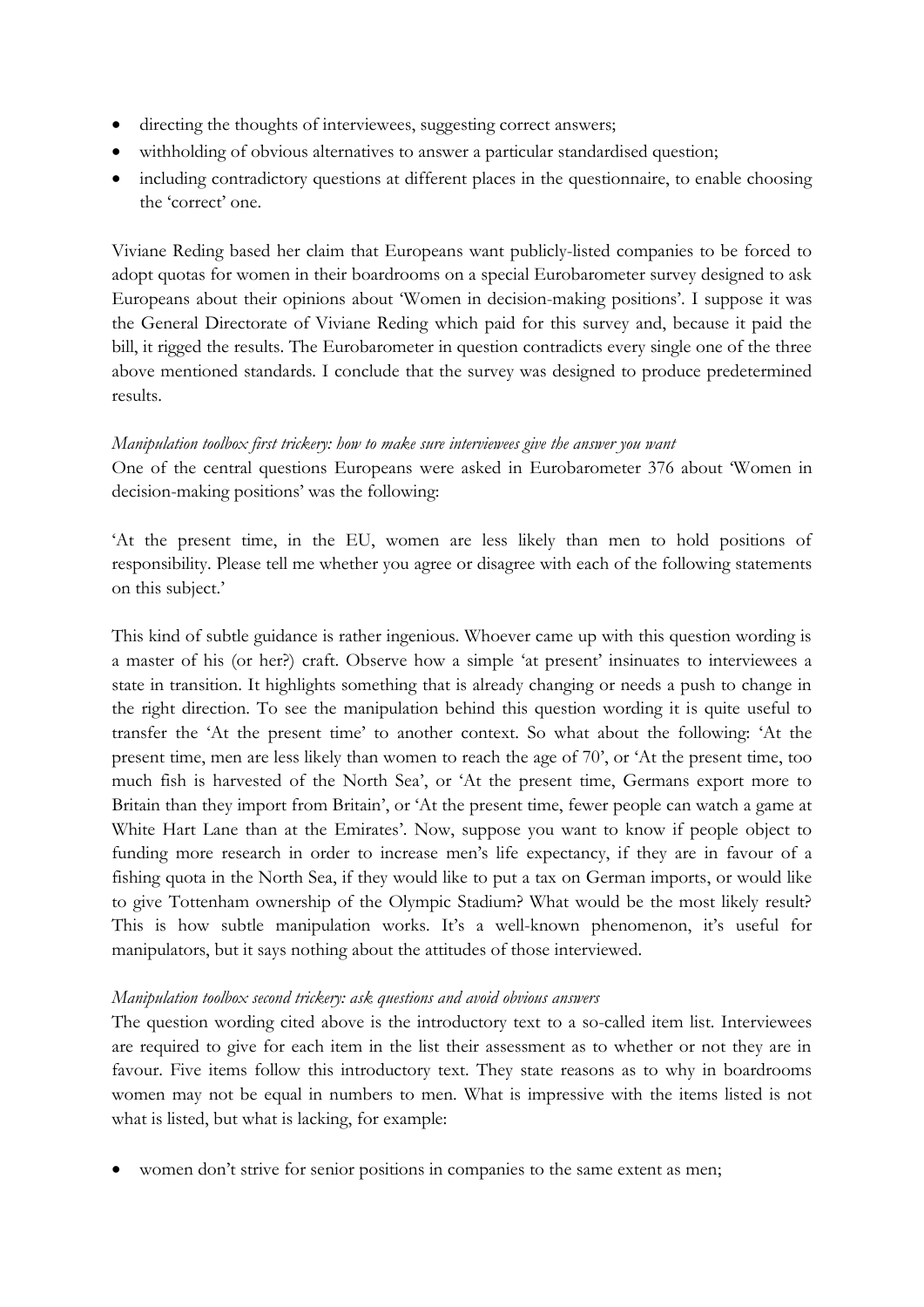- directing the thoughts of interviewees, suggesting correct answers;
- withholding of obvious alternatives to answer a particular standardised question;
- including contradictory questions at different places in the questionnaire, to enable choosing the 'correct' one.

Viviane Reding based her claim that Europeans want publicly-listed companies to be forced to adopt quotas for women in their boardrooms on a special Eurobarometer survey designed to ask Europeans about their opinions about 'Women in decision-making positions'. I suppose it was the General Directorate of Viviane Reding which paid for this survey and, because it paid the bill, it rigged the results. The Eurobarometer in question contradicts every single one of the three above mentioned standards. I conclude that the survey was designed to produce predetermined results.

*Manipulation toolbox first trickery: how to make sure interviewees give the answer you want*

One of the central questions Europeans were asked in Eurobarometer 376 about 'Women in decision-making positions' was the following:

'At the present time, in the EU, women are less likely than men to hold positions of responsibility. Please tell me whether you agree or disagree with each of the following statements on this subject.'

This kind of subtle guidance is rather ingenious. Whoever came up with this question wording is a master of his (or her?) craft. Observe how a simple 'at present' insinuates to interviewees a state in transition. It highlights something that is already changing or needs a push to change in the right direction. To see the manipulation behind this question wording it is quite useful to transfer the 'At the present time' to another context. So what about the following: 'At the present time, men are less likely than women to reach the age of 70', or 'At the present time, too much fish is harvested of the North Sea', or 'At the present time, Germans export more to Britain than they import from Britain', or 'At the present time, fewer people can watch a game at White Hart Lane than at the Emirates'. Now, suppose you want to know if people object to funding more research in order to increase men's life expectancy, if they are in favour of a fishing quota in the North Sea, if they would like to put a tax on German imports, or would like to give Tottenham ownership of the Olympic Stadium? What would be the most likely result? This is how subtle manipulation works. It's a well-known phenomenon, it's useful for manipulators, but it says nothing about the attitudes of those interviewed.

*Manipulation toolbox second trickery: ask questions and avoid obvious answers*

The question wording cited above is the introductory text to a so-called item list. Interviewees are required to give for each item in the list their assessment as to whether or not they are in favour. Five items follow this introductory text. They state reasons as to why in boardrooms women may not be equal in numbers to men. What is impressive with the items listed is not what is listed, but what is lacking, for example:

- women don't strive for senior positions in companies to the same extent as men;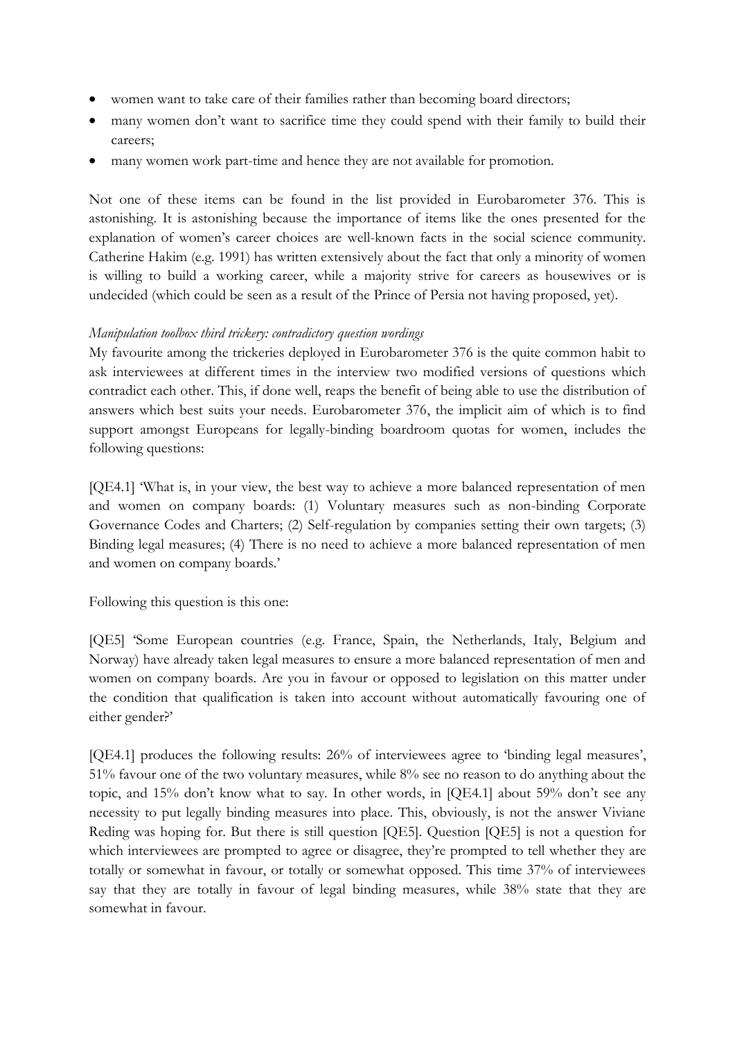- women want to take care of their families rather than becoming board directors;
- many women don't want to sacrifice time they could spend with their family to build their careers;
- many women work part-time and hence they are not available for promotion.

Not one of these items can be found in the list provided in Eurobarometer 376. This is astonishing. It is astonishing because the importance of items like the ones presented for the explanation of women's career choices are well-known facts in the social science community. Catherine Hakim (e.g. 1991) has written extensively about the fact that only a minority of women is willing to build a working career, while a majority strive for careers as housewives or is undecided (which could be seen as a result of the Prince of Persia not having proposed, yet).

*Manipulation toolbox third trickery: contradictory question wordings*

My favourite among the trickeries deployed in Eurobarometer 376 is the quite common habit to ask interviewees at different times in the interview two modified versions of questions which contradict each other. This, if done well, reaps the benefit of being able to use the distribution of answers which best suits your needs. Eurobarometer 376, the implicit aim of which is to find support amongst Europeans for legally-binding boardroom quotas for women, includes the following questions:

[QE4.1] 'What is, in your view, the best way to achieve a more balanced representation of men and women on company boards: (1) Voluntary measures such as non-binding Corporate Governance Codes and Charters; (2) Self-regulation by companies setting their own targets; (3) Binding legal measures; (4) There is no need to achieve a more balanced representation of men and women on company boards.'

Following this question is this one:

[QE5] 'Some European countries (e.g. France, Spain, the Netherlands, Italy, Belgium and Norway) have already taken legal measures to ensure a more balanced representation of men and women on company boards. Are you in favour or opposed to legislation on this matter under the condition that qualification is taken into account without automatically favouring one of either gender?'

[QE4.1] produces the following results: 26% of interviewees agree to 'binding legal measures', 51% favour one of the two voluntary measures, while 8% see no reason to do anything about the topic, and 15% don't know what to say. In other words, in [QE4.1] about 59% don't see any necessity to put legally binding measures into place. This, obviously, is not the answer Viviane Reding was hoping for. But there is still question [QE5]. Question [QE5] is not a question for which interviewees are prompted to agree or disagree, they're prompted to tell whether they are totally or somewhat in favour, or totally or somewhat opposed. This time 37% of interviewees say that they are totally in favour of legal binding measures, while 38% state that they are somewhat in favour.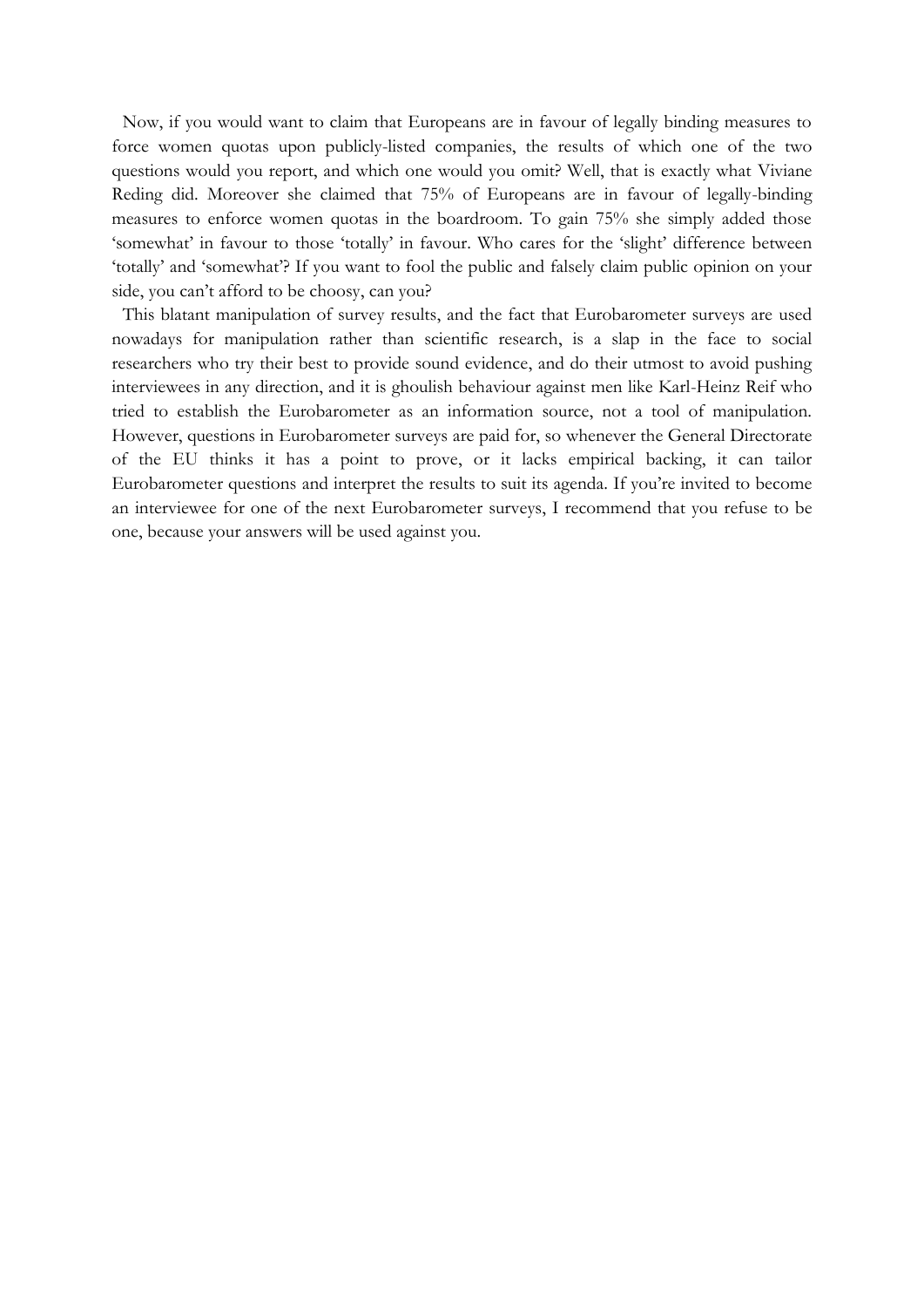Now, if you would want to claim that Europeans are in favour of legally binding measures to force women quotas upon publicly-listed companies, the results of which one of the two questions would you report, and which one would you omit? Well, that is exactly what Viviane Reding did. Moreover she claimed that 75% of Europeans are in favour of legally-binding measures to enforce women quotas in the boardroom. To gain 75% she simply added those 'somewhat' in favour to those 'totally' in favour. Who cares for the 'slight' difference between 'totally' and 'somewhat'? If you want to fool the public and falsely claim public opinion on your side, you can't afford to be choosy, can you?

This blatant manipulation of survey results, and the fact that Eurobarometer surveys are used nowadays for manipulation rather than scientific research, is a slap in the face to social researchers who try their best to provide sound evidence, and do their utmost to avoid pushing interviewees in any direction, and it is ghoulish behaviour against men like Karl-Heinz Reif who tried to establish the Eurobarometer as an information source, not a tool of manipulation. However, questions in Eurobarometer surveys are paid for, so whenever the General Directorate of the EU thinks it has a point to prove, or it lacks empirical backing, it can tailor Eurobarometer questions and interpret the results to suit its agenda. If you're invited to become an interviewee for one of the next Eurobarometer surveys, I recommend that you refuse to be one, because your answers will be used against you.